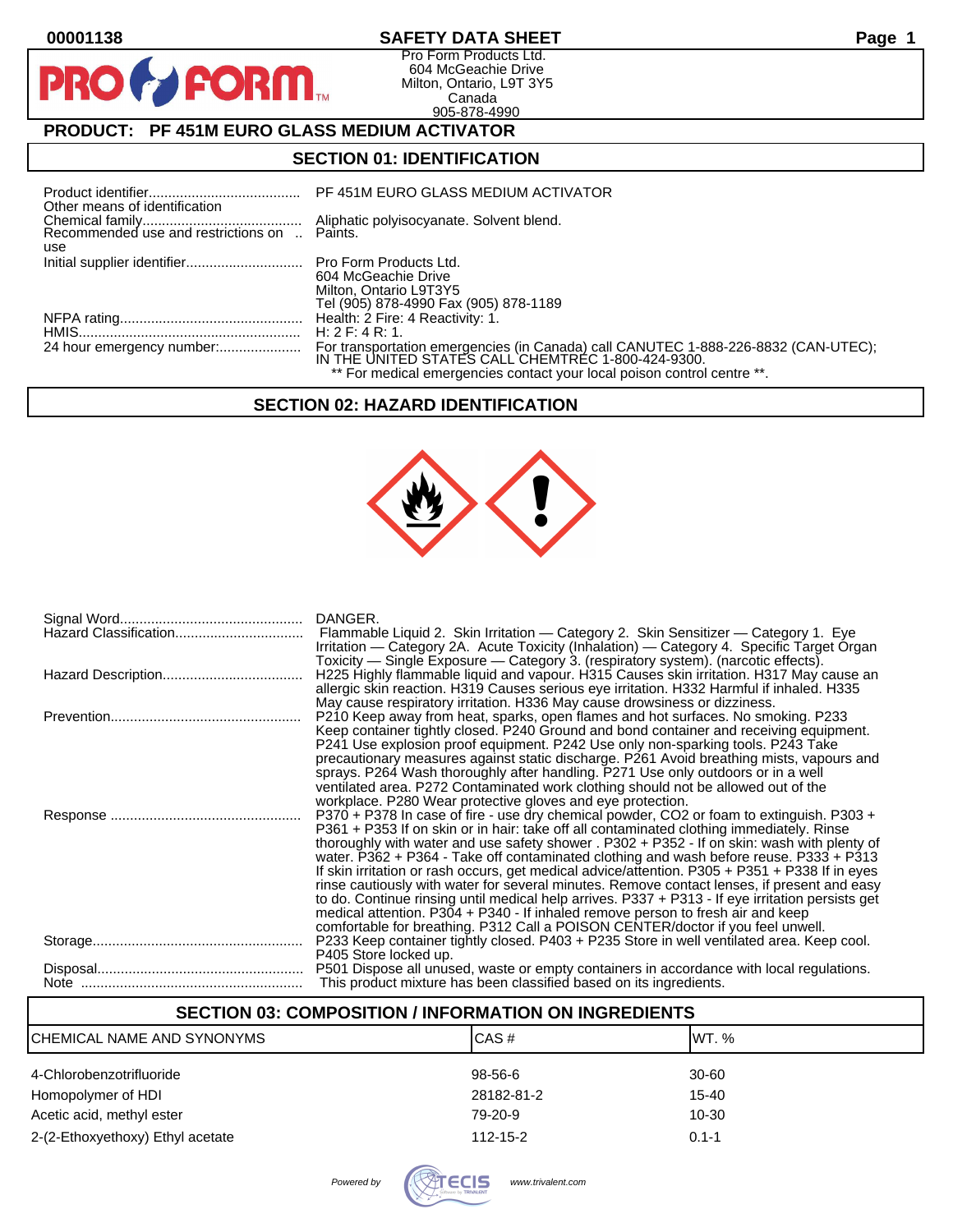**00001138** **SAFETY DATA SHEET**

Pro Form Products Ltd.
604 McGeachie Drive
Milton, Ontario, L9T 3Y5
Canada
905-878-4990

## PRODUCT: PF 451M EURO GLASS MEDIUM ACTIVATOR

## SECTION 01: IDENTIFICATION

| | |
|---|---|
| Product identifier | PF 451M EURO GLASS MEDIUM ACTIVATOR |
| Other means of identification | |
| Chemical family | Aliphatic polyisocyanate. Solvent blend. |
| Recommended use and restrictions on use | Paints. |
| Initial supplier identifier | Pro Form Products Ltd.<br>604 McGeachie Drive<br>Milton, Ontario L9T3Y5<br>Tel (905) 878-4990 Fax (905) 878-1189 |
| NFPA rating | Health: 2 Fire: 4 Reactivity: 1. |
| HMIS | H: 2 F: 4 R: 1. |
| 24 hour emergency number: | For transportation emergencies (in Canada) call CANUTEC 1-888-226-8832 (CAN-UTEC); IN THE UNITED STATES CALL CHEMTREC 1-800-424-9300.<br>** For medical emergencies contact your local poison control centre **. |

## SECTION 02: HAZARD IDENTIFICATION

| | |
|---|---|
| Signal Word | DANGER. |
| Hazard Classification | Flammable Liquid 2. Skin Irritation — Category 2. Skin Sensitizer — Category 1. Eye Irritation — Category 2A. Acute Toxicity (Inhalation) — Category 4. Specific Target Organ Toxicity — Single Exposure — Category 3. (respiratory system). (narcotic effects). |
| Hazard Description | H225 Highly flammable liquid and vapour. H315 Causes skin irritation. H317 May cause an allergic skin reaction. H319 Causes serious eye irritation. H332 Harmful if inhaled. H335 May cause respiratory irritation. H336 May cause drowsiness or dizziness. |
| Prevention | P210 Keep away from heat, sparks, open flames and hot surfaces. No smoking. P233 Keep container tightly closed. P240 Ground and bond container and receiving equipment. P241 Use explosion proof equipment. P242 Use only non-sparking tools. P243 Take precautionary measures against static discharge. P261 Avoid breathing mists, vapours and sprays. P264 Wash thoroughly after handling. P271 Use only outdoors or in a well ventilated area. P272 Contaminated work clothing should not be allowed out of the workplace. P280 Wear protective gloves and eye protection. |
| Response | P370 + P378 In case of fire - use dry chemical powder, CO2 or foam to extinguish. P303 + P361 + P353 If on skin or in hair: take off all contaminated clothing immediately. Rinse thoroughly with water and use safety shower . P302 + P352 - If on skin: wash with plenty of water. P362 + P364 - Take off contaminated clothing and wash before reuse. P333 + P313 If skin irritation or rash occurs, get medical advice/attention. P305 + P351 + P338 If in eyes rinse cautiously with water for several minutes. Remove contact lenses, if present and easy to do. Continue rinsing until medical help arrives. P337 + P313 - If eye irritation persists get medical attention. P304 + P340 - If inhaled remove person to fresh air and keep comfortable for breathing. P312 Call a POISON CENTER/doctor if you feel unwell. |
| Storage | P233 Keep container tightly closed. P403 + P235 Store in well ventilated area. Keep cool. P405 Store locked up. |
| Disposal | P501 Dispose all unused, waste or empty containers in accordance with local regulations. |
| Note | This product mixture has been classified based on its ingredients. |

## SECTION 03: COMPOSITION / INFORMATION ON INGREDIENTS

| CHEMICAL NAME AND SYNONYMS | CAS # | WT. % |
|---|---|---|
| 4-Chlorobenzotrifluoride | 98-56-6 | 30-60 |
| Homopolymer of HDI | 28182-81-2 | 15-40 |
| Acetic acid, methyl ester | 79-20-9 | 10-30 |
| 2-(2-Ethoxyethoxy) Ethyl acetate | 112-15-2 | 0.1-1 |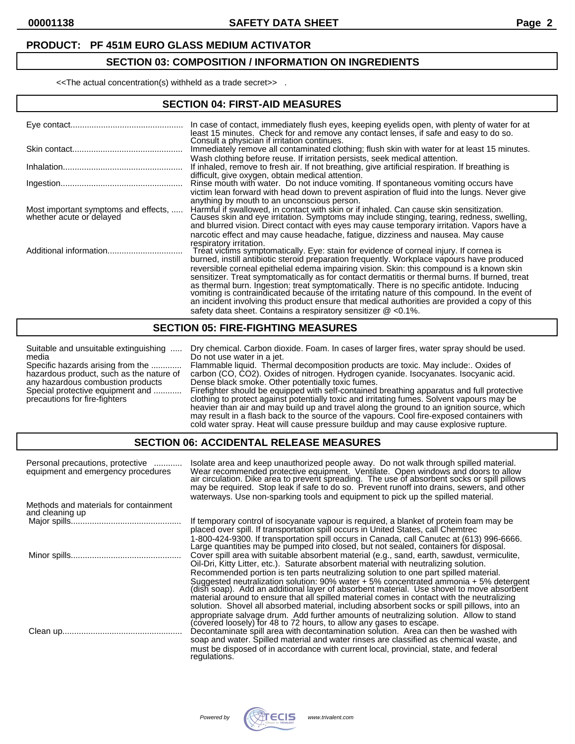**PRODUCT: PF 451M EURO GLASS MEDIUM ACTIVATOR**

## SECTION 03: COMPOSITION / INFORMATION ON INGREDIENTS

<<The actual concentration(s) withheld as a trade secret>> .

## SECTION 04: FIRST-AID MEASURES

| | |
|---|---|
| Eye contact | In case of contact, immediately flush eyes, keeping eyelids open, with plenty of water for at least 15 minutes. Check for and remove any contact lenses, if safe and easy to do so. Consult a physician if irritation continues. |
| Skin contact | Immediately remove all contaminated clothing; flush skin with water for at least 15 minutes. Wash clothing before reuse. If irritation persists, seek medical attention. |
| Inhalation | If inhaled, remove to fresh air. If not breathing, give artificial respiration. If breathing is difficult, give oxygen, obtain medical attention. |
| Ingestion | Rinse mouth with water. Do not induce vomiting. If spontaneous vomiting occurs have victim lean forward with head down to prevent aspiration of fluid into the lungs. Never give anything by mouth to an unconscious person. |
| Most important symptoms and effects, whether acute or delayed | Harmful if swallowed, in contact with skin or if inhaled. Can cause skin sensitization. Causes skin and eye irritation. Symptoms may include stinging, tearing, redness, swelling, and blurred vision. Direct contact with eyes may cause temporary irritation. Vapors have a narcotic effect and may cause headache, fatigue, dizziness and nausea. May cause respiratory irritation. |
| Additional information | Treat victims symptomatically. Eye: stain for evidence of corneal injury. If cornea is burned, instill antibiotic steroid preparation frequently. Workplace vapours have produced reversible corneal epithelial edema impairing vision. Skin: this compound is a known skin sensitizer. Treat symptomatically as for contact dermatitis or thermal burns. If burned, treat as thermal burn. Ingestion: treat symptomatically. There is no specific antidote. Inducing vomiting is contraindicated because of the irritating nature of this compound. In the event of an incident involving this product ensure that medical authorities are provided a copy of this safety data sheet. Contains a respiratory sensitizer @ <0.1%. |

## SECTION 05: FIRE-FIGHTING MEASURES

| | |
|---|---|
| Suitable and unsuitable extinguishing media | Dry chemical. Carbon dioxide. Foam. In cases of larger fires, water spray should be used. Do not use water in a jet. |
| Specific hazards arising from the hazardous product, such as the nature of any hazardous combustion products | Flammable liquid. Thermal decomposition products are toxic. May include:. Oxides of carbon (CO, $CO_2$). Oxides of nitrogen. Hydrogen cyanide. Isocyanates. Isocyanic acid. Dense black smoke. Other potentially toxic fumes. |
| Special protective equipment and precautions for fire-fighters | Firefighter should be equipped with self-contained breathing apparatus and full protective clothing to protect against potentially toxic and irritating fumes. Solvent vapours may be heavier than air and may build up and travel along the ground to an ignition source, which may result in a flash back to the source of the vapours. Cool fire-exposed containers with cold water spray. Heat will cause pressure buildup and may cause explosive rupture. |

## SECTION 06: ACCIDENTAL RELEASE MEASURES

| | |
|---|---|
| Personal precautions, protective equipment and emergency procedures | Isolate area and keep unauthorized people away. Do not walk through spilled material. Wear recommended protective equipment. Ventilate. Open windows and doors to allow air circulation. Dike area to prevent spreading. The use of absorbent socks or spill pillows may be required. Stop leak if safe to do so. Prevent runoff into drains, sewers, and other waterways. Use non-sparking tools and equipment to pick up the spilled material. |
| Methods and materials for containment and cleaning up | |
| Major spills | If temporary control of isocyanate vapour is required, a blanket of protein foam may be placed over spill. If transportation spill occurs in United States, call Chemtrec 1-800-424-9300. If transportation spill occurs in Canada, call Canutec at (613) 996-6666. Large quantities may be pumped into closed, but not sealed, containers for disposal. |
| Minor spills | Cover spill area with suitable absorbent material (e.g., sand, earth, sawdust, vermiculite, Oil-Dri, Kitty Litter, etc.). Saturate absorbent material with neutralizing solution. Recommended portion is ten parts neutralizing solution to one part spilled material. Suggested neutralization solution: 90% water + 5% concentrated ammonia + 5% detergent (dish soap). Add an additional layer of absorbent material. Use shovel to move absorbent material around to ensure that all spilled material comes in contact with the neutralizing solution. Shovel all absorbed material, including absorbent socks or spill pillows, into an appropriate salvage drum. Add further amounts of neutralizing solution. Allow to stand (covered loosely) for 48 to 72 hours, to allow any gases to escape. |
| Clean up | Decontaminate spill area with decontamination solution. Area can then be washed with soap and water. Spilled material and water rinses are classified as chemical waste, and must be disposed of in accordance with current local, provincial, state, and federal regulations. |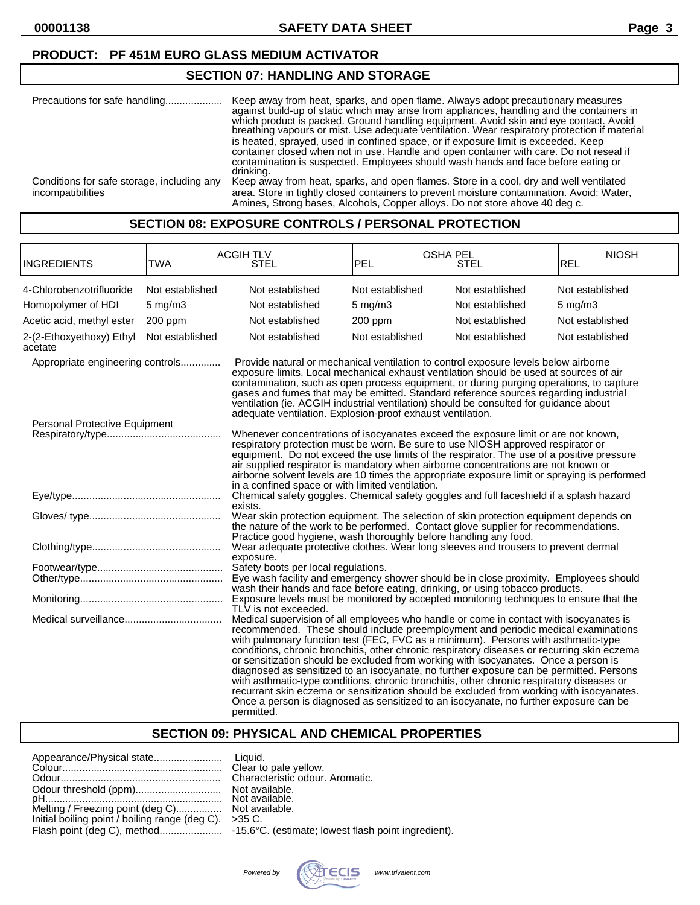**PRODUCT: PF 451M EURO GLASS MEDIUM ACTIVATOR**

## SECTION 07: HANDLING AND STORAGE

Precautions for safe handling.................... Keep away from heat, sparks, and open flame. Always adopt precautionary measures against build-up of static which may arise from appliances, handling and the containers in which product is packed. Ground handling equipment. Avoid skin and eye contact. Avoid breathing vapours or mist. Use adequate ventilation. Wear respiratory protection if material is heated, sprayed, used in confined space, or if exposure limit is exceeded. Keep container closed when not in use. Handle and open container with care. Do not reseal if contamination is suspected. Employees should wash hands and face before eating or drinking.

Conditions for safe storage, including any incompatibilities: Keep away from heat, sparks, and open flames. Store in a cool, dry and well ventilated area. Store in tightly closed containers to prevent moisture contamination. Avoid: Water, Amines, Strong bases, Alcohols, Copper alloys. Do not store above 40 deg c.

## SECTION 08: EXPOSURE CONTROLS / PERSONAL PROTECTION

| INGREDIENTS | ACGIH TLV TWA | ACGIH TLV STEL | OSHA PEL PEL | OSHA PEL STEL | NIOSH REL |
|---|---|---|---|---|---|
| 4-Chlorobenzotrifluoride | Not established | Not established | Not established | Not established | Not established |
| Homopolymer of HDI | 5 mg/m3 | Not established | 5 mg/m3 | Not established | 5 mg/m3 |
| Acetic acid, methyl ester | 200 ppm | Not established | 200 ppm | Not established | Not established |
| 2-(2-Ethoxyethoxy) Ethyl acetate | Not established | Not established | Not established | Not established | Not established |

Appropriate engineering controls.............. Provide natural or mechanical ventilation to control exposure levels below airborne exposure limits. Local mechanical exhaust ventilation should be used at sources of air contamination, such as open process equipment, or during purging operations, to capture gases and fumes that may be emitted. Standard reference sources regarding industrial ventilation (ie. ACGIH industrial ventilation) should be consulted for guidance about adequate ventilation. Explosion-proof exhaust ventilation.

Personal Protective Equipment

Respiratory/type........................................ Whenever concentrations of isocyanates exceed the exposure limit or are not known, respiratory protection must be worn. Be sure to use NIOSH approved respirator or equipment. Do not exceed the use limits of the respirator. The use of a positive pressure air supplied respirator is mandatory when airborne concentrations are not known or airborne solvent levels are 10 times the appropriate exposure limit or spraying is performed in a confined space or with limited ventilation.

Eye/type.................................................... Chemical safety goggles. Chemical safety goggles and full faceshield if a splash hazard exists.

Gloves/ type.............................................. Wear skin protection equipment. The selection of skin protection equipment depends on the nature of the work to be performed. Contact glove supplier for recommendations. Practice good hygiene, wash thoroughly before handling any food.

Clothing/type............................................. Wear adequate protective clothes. Wear long sleeves and trousers to prevent dermal exposure.

Footwear/type............................................ Safety boots per local regulations.

Other/type.................................................. Eye wash facility and emergency shower should be in close proximity. Employees should wash their hands and face before eating, drinking, or using tobacco products.

Monitoring.................................................. Exposure levels must be monitored by accepted monitoring techniques to ensure that the TLV is not exceeded.

Medical surveillance.................................. Medical supervision of all employees who handle or come in contact with isocyanates is recommended. These should include preemployment and periodic medical examinations with pulmonary function test (FEC, FVC as a minimum). Persons with asthmatic-type conditions, chronic bronchitis, other chronic respiratory diseases or recurring skin eczema or sensitization should be excluded from working with isocyanates. Once a person is diagnosed as sensitized to an isocyanate, no further exposure can be permitted. Persons with asthmatic-type conditions, chronic bronchitis, other chronic respiratory diseases or recurrant skin eczema or sensitization should be excluded from working with isocyanates. Once a person is diagnosed as sensitized to an isocyanate, no further exposure can be permitted.

## SECTION 09: PHYSICAL AND CHEMICAL PROPERTIES

Appearance/Physical state........................ Liquid.
Colour....................................................... Clear to pale yellow.
Odour........................................................ Characteristic odour. Aromatic.
Odour threshold (ppm).............................. Not available.
pH.............................................................. Not available.
Melting / Freezing point (deg C)................ Not available.
Initial boiling point / boiling range (deg C). >35 C.
Flash point (deg C), method...................... -15.6°C. (estimate; lowest flash point ingredient).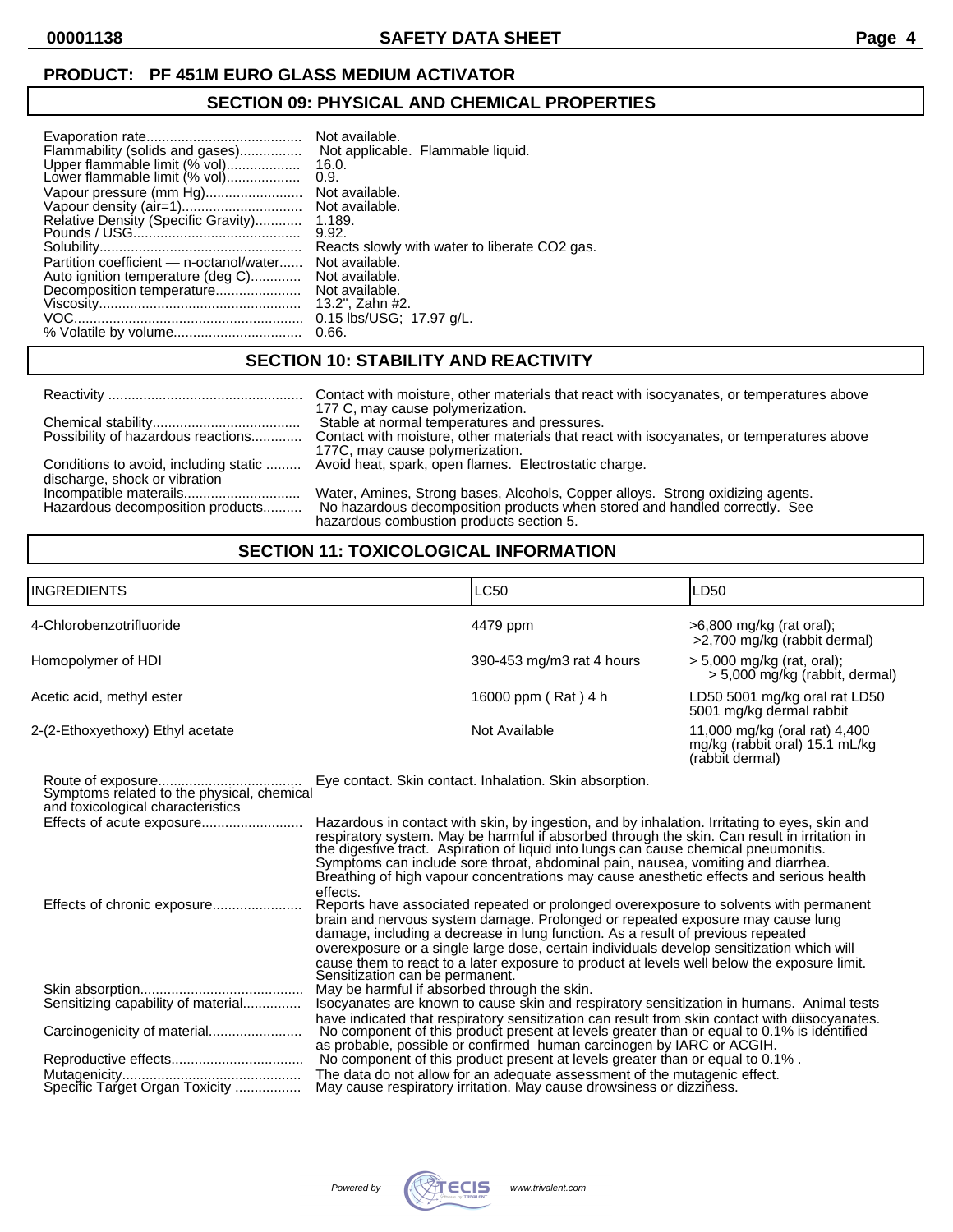**PRODUCT: PF 451M EURO GLASS MEDIUM ACTIVATOR**

## SECTION 09: PHYSICAL AND CHEMICAL PROPERTIES

| | |
|---|---|
| Evaporation rate | Not available. |
| Flammability (solids and gases) | Not applicable. Flammable liquid. |
| Upper flammable limit (% vol) | 16.0. |
| Lower flammable limit (% vol) | 0.9. |
| Vapour pressure (mm Hg) | Not available. |
| Vapour density (air=1) | Not available. |
| Relative Density (Specific Gravity) | 1.189. |
| Pounds / USG | 9.92. |
| Solubility | Reacts slowly with water to liberate $CO_2$ gas. |
| Partition coefficient — n-octanol/water | Not available. |
| Auto ignition temperature (deg C) | Not available. |
| Decomposition temperature | Not available. |
| Viscosity | 13.2", Zahn #2. |
| VOC | 0.15 lbs/USG; 17.97 g/L. |
| % Volatile by volume | 0.66. |

## SECTION 10: STABILITY AND REACTIVITY

| | |
|---|---|
| Reactivity | Contact with moisture, other materials that react with isocyanates, or temperatures above 177 C, may cause polymerization. |
| Chemical stability | Stable at normal temperatures and pressures. |
| Possibility of hazardous reactions | Contact with moisture, other materials that react with isocyanates, or temperatures above 177C, may cause polymerization. |
| Conditions to avoid, including static discharge, shock or vibration | Avoid heat, spark, open flames. Electrostatic charge. |
| Incompatible materails | Water, Amines, Strong bases, Alcohols, Copper alloys. Strong oxidizing agents. |
| Hazardous decomposition products | No hazardous decomposition products when stored and handled correctly. See hazardous combustion products section 5. |

## SECTION 11: TOXICOLOGICAL INFORMATION

| INGREDIENTS | LC50 | LD50 |
|---|---|---|
| 4-Chlorobenzotrifluoride | 4479 ppm | >6,800 mg/kg (rat oral); >2,700 mg/kg (rabbit dermal) |
| Homopolymer of HDI | 390-453 mg/m3 rat 4 hours | > 5,000 mg/kg (rat, oral); > 5,000 mg/kg (rabbit, dermal) |
| Acetic acid, methyl ester | 16000 ppm ( Rat ) 4 h | LD50 5001 mg/kg oral rat LD50 5001 mg/kg dermal rabbit |
| 2-(2-Ethoxyethoxy) Ethyl acetate | Not Available | 11,000 mg/kg (oral rat) 4,400 mg/kg (rabbit oral) 15.1 mL/kg (rabbit dermal) |

| | |
|---|---|
| Route of exposure | Eye contact. Skin contact. Inhalation. Skin absorption. |
| Symptoms related to the physical, chemical and toxicological characteristics | |
| Effects of acute exposure | Hazardous in contact with skin, by ingestion, and by inhalation. Irritating to eyes, skin and respiratory system. May be harmful if absorbed through the skin. Can result in irritation in the digestive tract. Aspiration of liquid into lungs can cause chemical pneumonitis. Symptoms can include sore throat, abdominal pain, nausea, vomiting and diarrhea. Breathing of high vapour concentrations may cause anesthetic effects and serious health effects. |
| Effects of chronic exposure | Reports have associated repeated or prolonged overexposure to solvents with permanent brain and nervous system damage. Prolonged or repeated exposure may cause lung damage, including a decrease in lung function. As a result of previous repeated overexposure or a single large dose, certain individuals develop sensitization which will cause them to react to a later exposure to product at levels well below the exposure limit. Sensitization can be permanent. |
| Skin absorption | May be harmful if absorbed through the skin. |
| Sensitizing capability of material | Isocyanates are known to cause skin and respiratory sensitization in humans. Animal tests have indicated that respiratory sensitization can result from skin contact with diisocyanates. |
| Carcinogenicity of material | No component of this product present at levels greater than or equal to 0.1% is identified as probable, possible or confirmed human carcinogen by IARC or ACGIH. |
| Reproductive effects | No component of this product present at levels greater than or equal to 0.1% . |
| Mutagenicity | The data do not allow for an adequate assessment of the mutagenic effect. |
| Specific Target Organ Toxicity | May cause respiratory irritation. May cause drowsiness or dizziness. |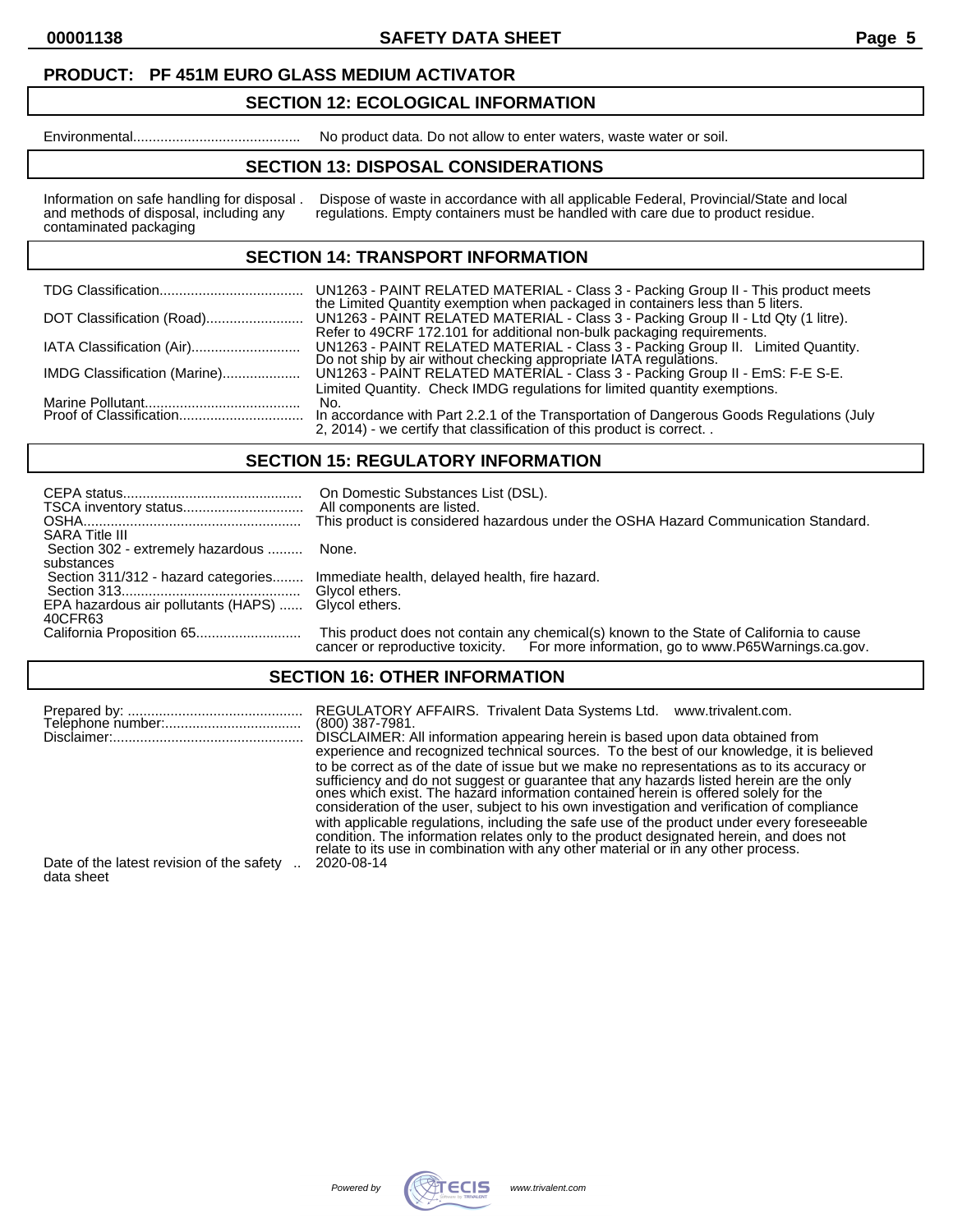**PRODUCT: PF 451M EURO GLASS MEDIUM ACTIVATOR**

## SECTION 12: ECOLOGICAL INFORMATION

| | |
|---|---|
| Environmental.......................................... | No product data. Do not allow to enter waters, waste water or soil. |

## SECTION 13: DISPOSAL CONSIDERATIONS

| | |
|---|---|
| Information on safe handling for disposal . and methods of disposal, including any contaminated packaging | Dispose of waste in accordance with all applicable Federal, Provincial/State and local regulations. Empty containers must be handled with care due to product residue. |

## SECTION 14: TRANSPORT INFORMATION

| | |
|---|---|
| TDG Classification..................................... | UN1263 - PAINT RELATED MATERIAL - Class 3 - Packing Group II - This product meets the Limited Quantity exemption when packaged in containers less than 5 liters. |
| DOT Classification (Road)......................... | UN1263 - PAINT RELATED MATERIAL - Class 3 - Packing Group II - Ltd Qty (1 litre). Refer to 49CRF 172.101 for additional non-bulk packaging requirements. |
| IATA Classification (Air)............................ | UN1263 - PAINT RELATED MATERIAL - Class 3 - Packing Group II. Limited Quantity. Do not ship by air without checking appropriate IATA regulations. |
| IMDG Classification (Marine).................... | UN1263 - PAINT RELATED MATERIAL - Class 3 - Packing Group II - EmS: F-E S-E. Limited Quantity. Check IMDG regulations for limited quantity exemptions. |
| Marine Pollutant........................................ | No. |
| Proof of Classification................................ | In accordance with Part 2.2.1 of the Transportation of Dangerous Goods Regulations (July 2, 2014) - we certify that classification of this product is correct. . |

## SECTION 15: REGULATORY INFORMATION

| | |
|---|---|
| CEPA status............................................... | On Domestic Substances List (DSL). |
| TSCA inventory status............................... | All components are listed. |
| OSHA......................................................... | This product is considered hazardous under the OSHA Hazard Communication Standard. |
| SARA Title III | |
| Section 302 - extremely hazardous ......... substances | None. |
| Section 311/312 - hazard categories........ | Immediate health, delayed health, fire hazard. |
| Section 313.............................................. | Glycol ethers. |
| EPA hazardous air pollutants (HAPS) ...... 40CFR63 | Glycol ethers. |
| California Proposition 65........................... | This product does not contain any chemical(s) known to the State of California to cause cancer or reproductive toxicity. For more information, go to www.P65Warnings.ca.gov. |

## SECTION 16: OTHER INFORMATION

| | |
|---|---|
| Prepared by: ............................................. | REGULATORY AFFAIRS. Trivalent Data Systems Ltd. www.trivalent.com. |
| Telephone number:................................... | (800) 387-7981. |
| Disclaimer:................................................. | DISCLAIMER: All information appearing herein is based upon data obtained from experience and recognized technical sources. To the best of our knowledge, it is believed to be correct as of the date of issue but we make no representations as to its accuracy or sufficiency and do not suggest or guarantee that any hazards listed herein are the only ones which exist. The hazard information contained herein is offered solely for the consideration of the user, subject to his own investigation and verification of compliance with applicable regulations, including the safe use of the product under every foreseeable condition. The information relates only to the product designated herein, and does not relate to its use in combination with any other material or in any other process. |
| Date of the latest revision of the safety .. data sheet | 2020-08-14 |